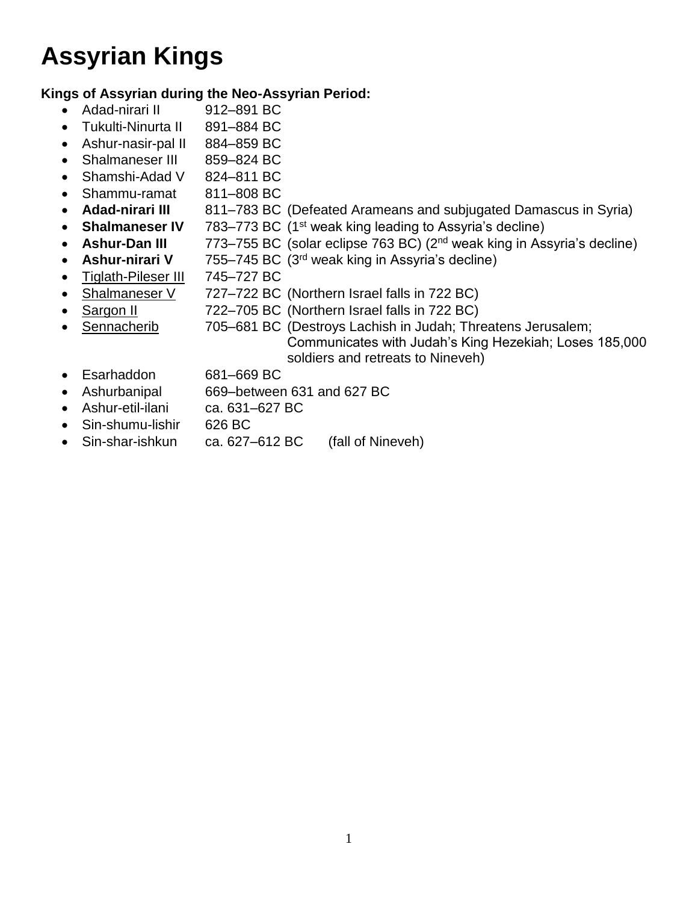# Assyrian Kings

**Kings of Assyrian during the Neo-Assyrian Period:**

- Adad-nirari II 912–891 BC
- Tukulti-Ninurta II 891–884 BC
- Ashur-nasir-pal II 884–859 BC
- Shalmaneser III 859–824 BC
- Shamshi-Adad V 824–811 BC
- Shammu-ramat 811–808 BC
- **Adad-nirari III** 811–783 BC (Defeated Arameans and subjugated Damascus in Syria)
- **Shalmaneser IV** 783–773 BC (1st weak king leading to Assyria's decline)
- **Ashur-Dan III** 773–755 BC (solar eclipse 763 BC) (2nd weak king in Assyria's decline)
- **Ashur-nirari V** 755–745 BC (3rd weak king in Assyria's decline)
- <u>Tiglath-Pileser III</u> 745–727 BC
- <u>Shalmaneser V</u> 727–722 BC (Northern Israel falls in 722 BC)
- <u>Sargon II</u> 722–705 BC (Northern Israel falls in 722 BC)
- <u>Sennacherib</u> 705–681 BC (Destroys Lachish in Judah; Threatens Jerusalem; Communicates with Judah's King Hezekiah; Loses 185,000 soldiers and retreats to Nineveh)
- Esarhaddon 681–669 BC
- Ashurbanipal 669–between 631 and 627 BC
- Ashur-etil-ilani ca. 631–627 BC
- Sin-shumu-lishir 626 BC
- Sin-shar-ishkun ca. 627–612 BC (fall of Nineveh)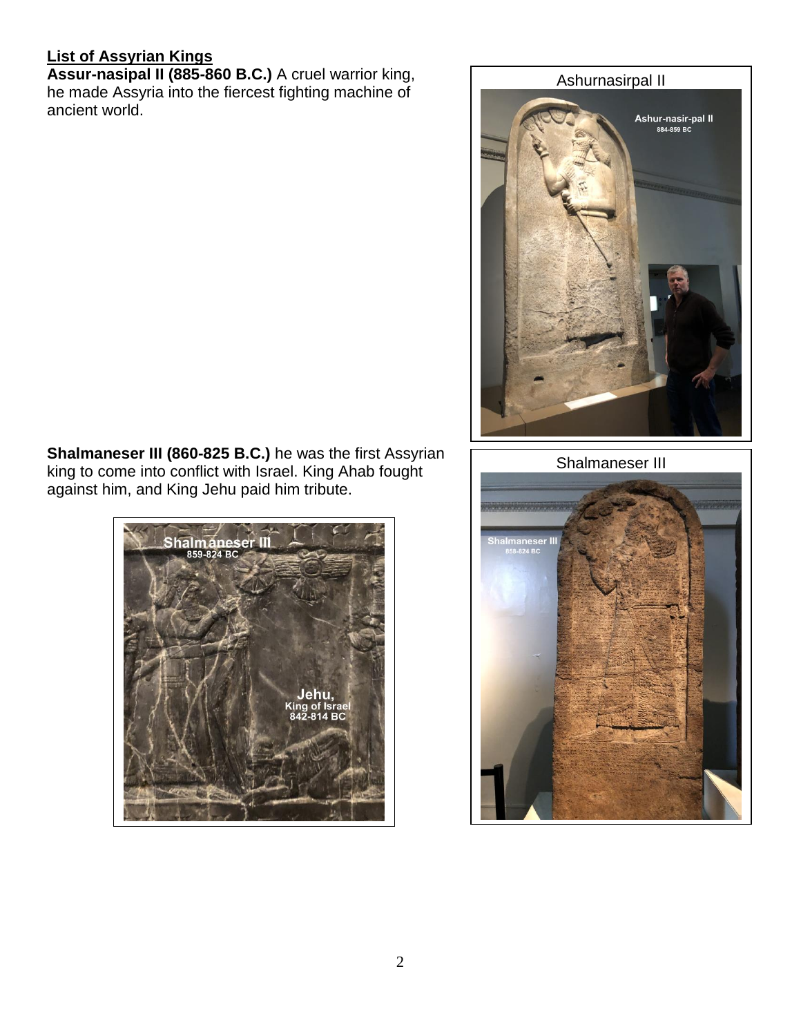**List of Assyrian Kings**

**Assur-nasipal II (885-860 B.C.)** A cruel warrior king, he made Assyria into the fiercest fighting machine of ancient world.

Ashurnasirpal II

**Shalmaneser III (860-825 B.C.)** he was the first Assyrian king to come into conflict with Israel. King Ahab fought against him, and King Jehu paid him tribute.

Shalmaneser III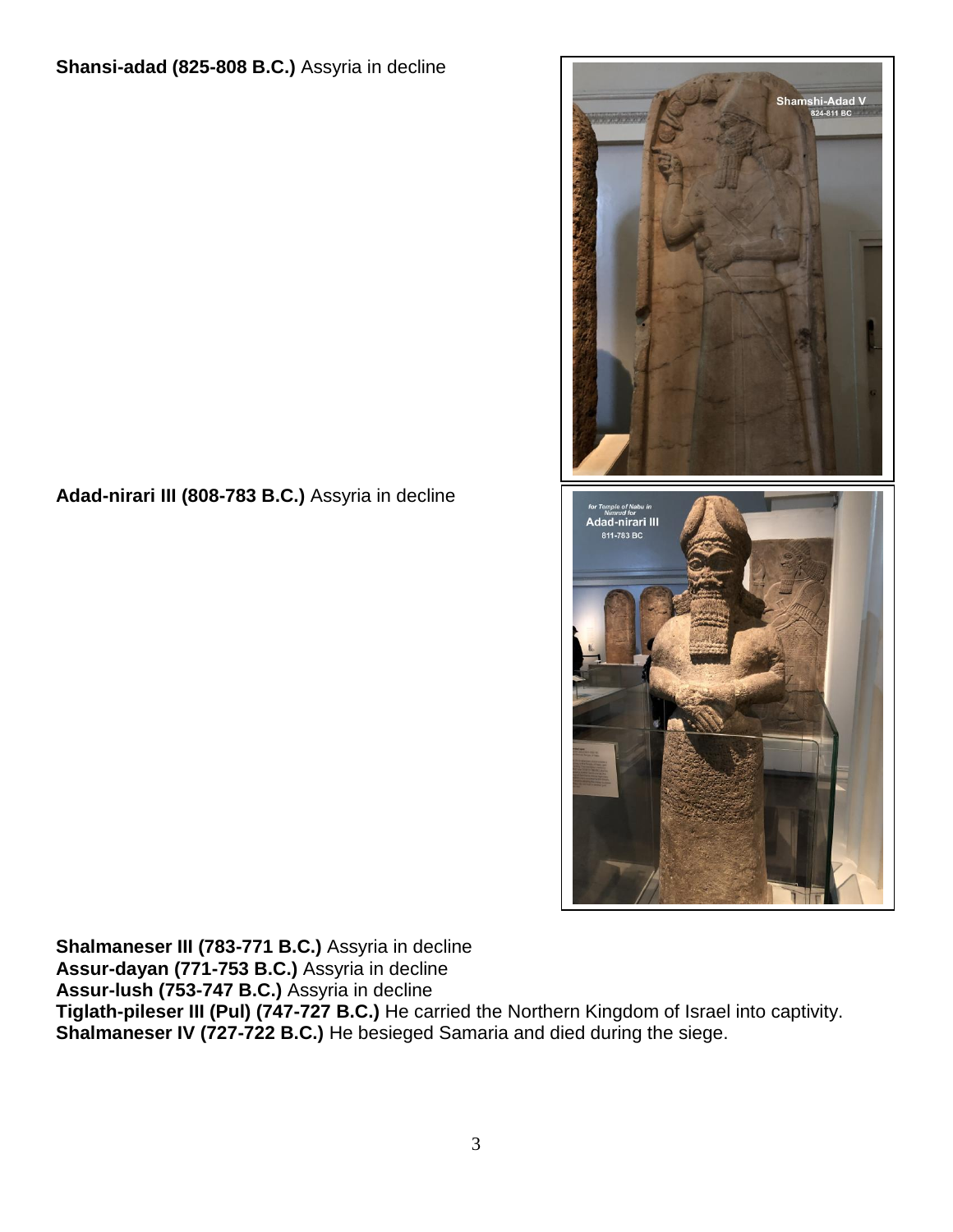**Shansi-adad (825-808 B.C.)** Assyria in decline

**Adad-nirari III (808-783 B.C.)** Assyria in decline

**Shalmaneser III (783-771 B.C.)** Assyria in decline
**Assur-dayan (771-753 B.C.)** Assyria in decline
**Assur-lush (753-747 B.C.)** Assyria in decline
**Tiglath-pileser III (Pul) (747-727 B.C.)** He carried the Northern Kingdom of Israel into captivity.
**Shalmaneser IV (727-722 B.C.)** He besieged Samaria and died during the siege.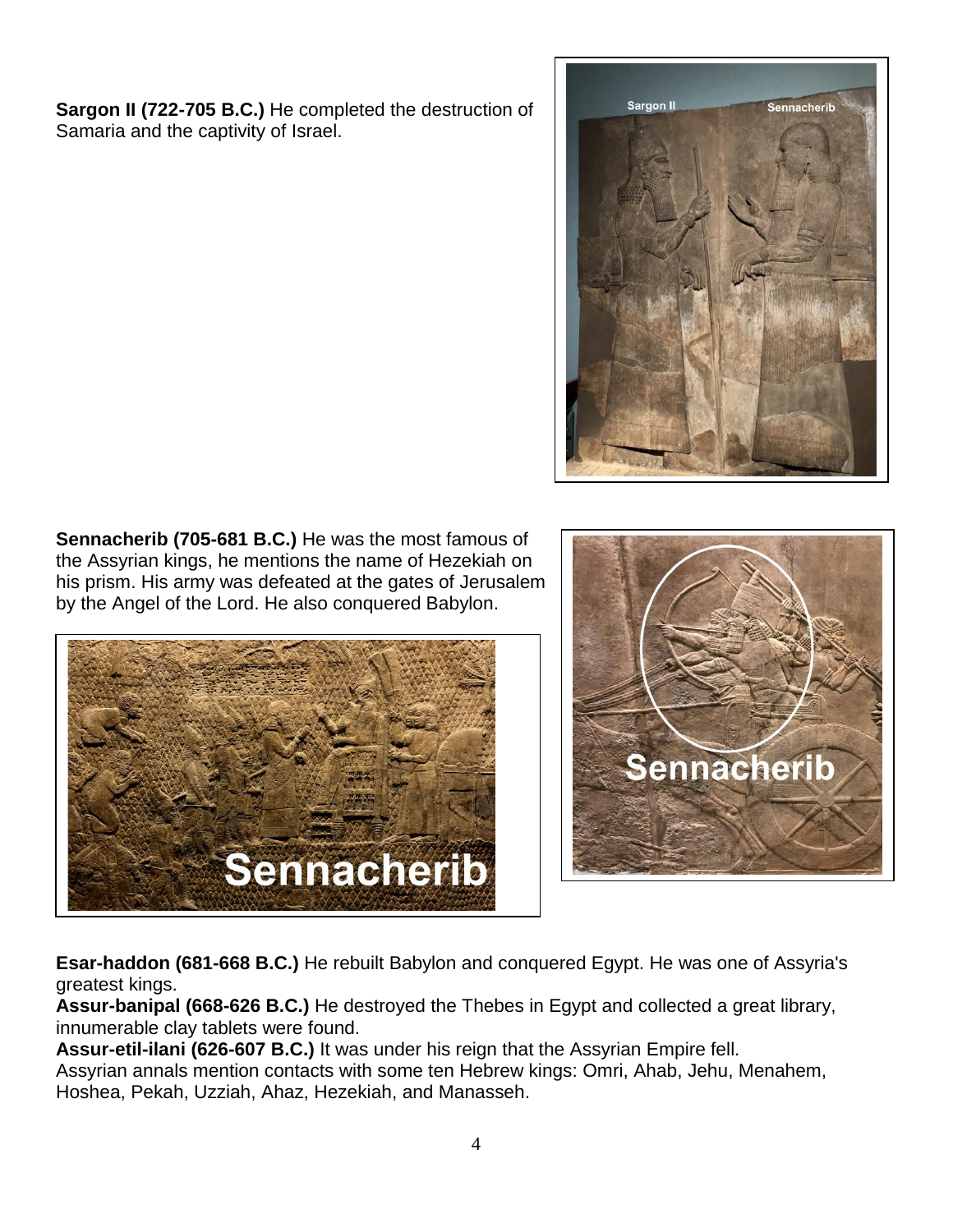**Sargon II (722-705 B.C.)** He completed the destruction of Samaria and the captivity of Israel.

**Sennacherib (705-681 B.C.)** He was the most famous of the Assyrian kings, he mentions the name of Hezekiah on his prism. His army was defeated at the gates of Jerusalem by the Angel of the Lord. He also conquered Babylon.

**Esar-haddon (681-668 B.C.)** He rebuilt Babylon and conquered Egypt. He was one of Assyria's greatest kings.
**Assur-banipal (668-626 B.C.)** He destroyed the Thebes in Egypt and collected a great library, innumerable clay tablets were found.
**Assur-etil-ilani (626-607 B.C.)** It was under his reign that the Assyrian Empire fell.
Assyrian annals mention contacts with some ten Hebrew kings: Omri, Ahab, Jehu, Menahem, Hoshea, Pekah, Uzziah, Ahaz, Hezekiah, and Manasseh.